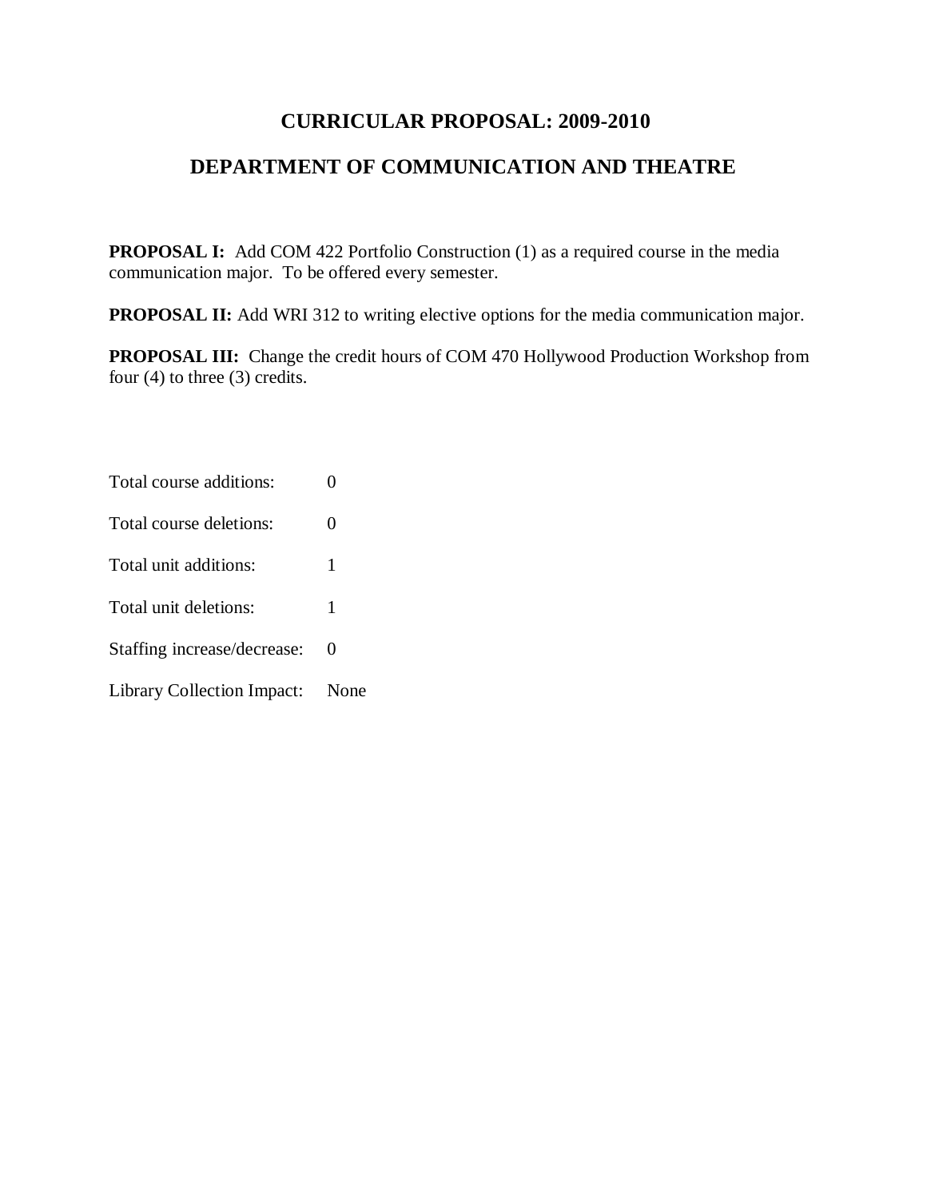# CURRICULAR PROPOSAL: 2009-2010

## DEPARTMENT OF COMMUNICATION AND THEATRE

**PROPOSAL I:** Add COM 422 Portfolio Construction (1) as a required course in the media communication major. To be offered every semester.

**PROPOSAL II:** Add WRI 312 to writing elective options for the media communication major.

**PROPOSAL III:** Change the credit hours of COM 470 Hollywood Production Workshop from four (4) to three (3) credits.

| | |
|---|---|
| Total course additions: | 0 |
| Total course deletions: | 0 |
| Total unit additions: | 1 |
| Total unit deletions: | 1 |
| Staffing increase/decrease: | 0 |
| Library Collection Impact: | None |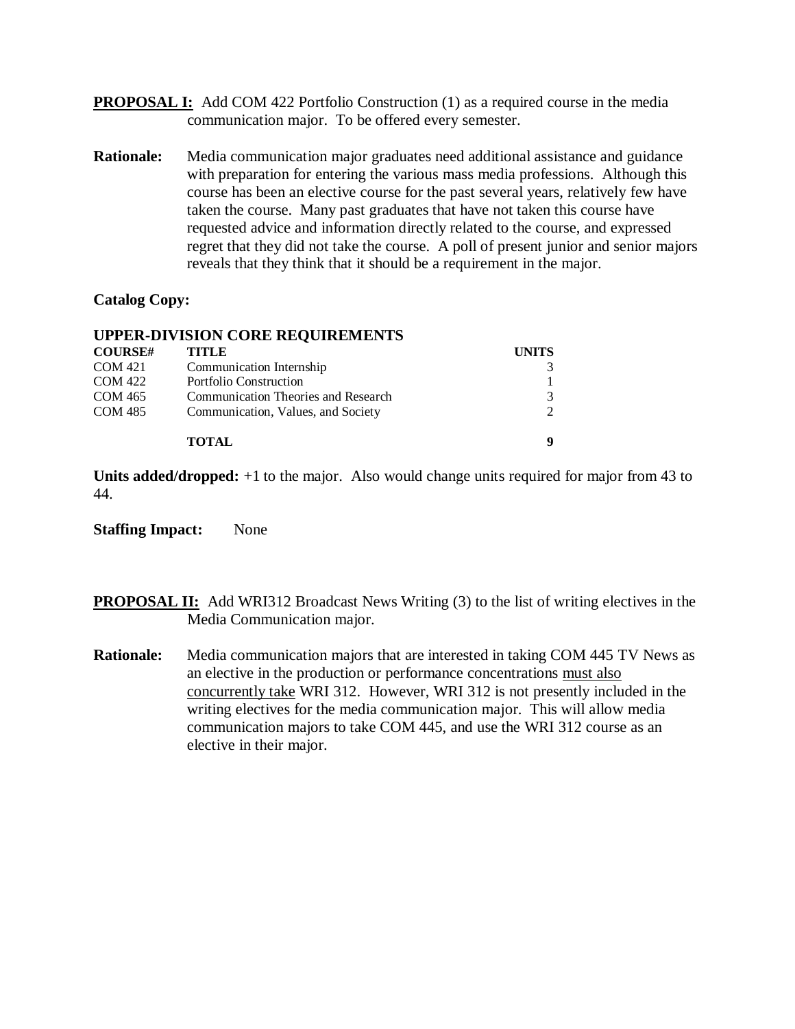**PROPOSAL I:** Add COM 422 Portfolio Construction (1) as a required course in the media communication major. To be offered every semester.

**Rationale:** Media communication major graduates need additional assistance and guidance with preparation for entering the various mass media professions. Although this course has been an elective course for the past several years, relatively few have taken the course. Many past graduates that have not taken this course have requested advice and information directly related to the course, and expressed regret that they did not take the course. A poll of present junior and senior majors reveals that they think that it should be a requirement in the major.

**Catalog Copy:**

**UPPER-DIVISION CORE REQUIREMENTS**

| COURSE# | TITLE | UNITS |
|---|---|---|
| COM 421 | Communication Internship | 3 |
| COM 422 | Portfolio Construction | 1 |
| COM 465 | Communication Theories and Research | 3 |
| COM 485 | Communication, Values, and Society | 2 |
| | **TOTAL** | **9** |

**Units added/dropped:** +1 to the major. Also would change units required for major from 43 to 44.

**Staffing Impact:** None

**PROPOSAL II:** Add WRI312 Broadcast News Writing (3) to the list of writing electives in the Media Communication major.

**Rationale:** Media communication majors that are interested in taking COM 445 TV News as an elective in the production or performance concentrations <u>must also concurrently take</u> WRI 312. However, WRI 312 is not presently included in the writing electives for the media communication major. This will allow media communication majors to take COM 445, and use the WRI 312 course as an elective in their major.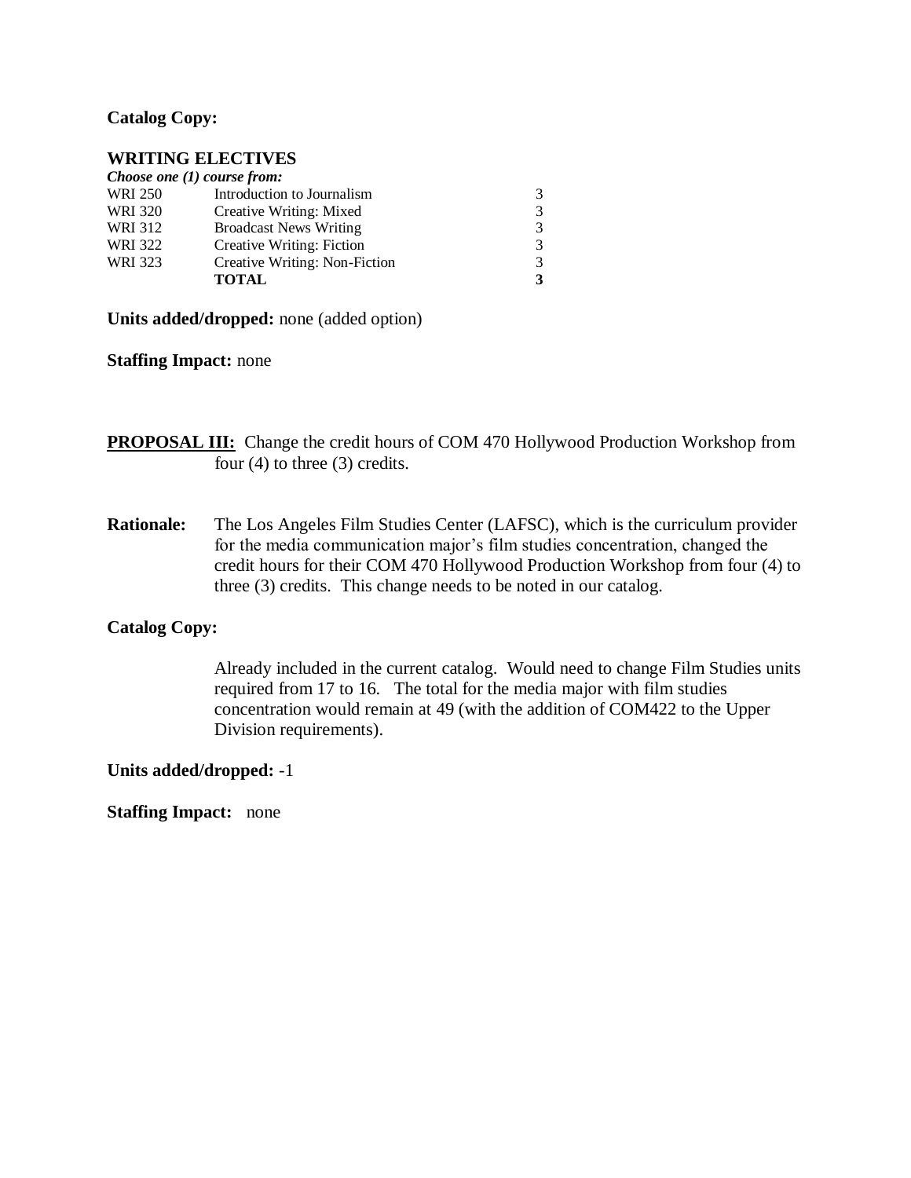**Catalog Copy:**

**WRITING ELECTIVES**

***Choose one (1) course from:***

| | | |
|---|---|---|
| WRI 250 | Introduction to Journalism | 3 |
| WRI 320 | Creative Writing: Mixed | 3 |
| WRI 312 | Broadcast News Writing | 3 |
| WRI 322 | Creative Writing: Fiction | 3 |
| WRI 323 | Creative Writing: Non-Fiction | 3 |
| | **TOTAL** | **3** |

**Units added/dropped:** none (added option)

**Staffing Impact:** none

**PROPOSAL III:** Change the credit hours of COM 470 Hollywood Production Workshop from four (4) to three (3) credits.

**Rationale:** The Los Angeles Film Studies Center (LAFSC), which is the curriculum provider for the media communication major's film studies concentration, changed the credit hours for their COM 470 Hollywood Production Workshop from four (4) to three (3) credits. This change needs to be noted in our catalog.

**Catalog Copy:**

Already included in the current catalog. Would need to change Film Studies units required from 17 to 16. The total for the media major with film studies concentration would remain at 49 (with the addition of COM422 to the Upper Division requirements).

**Units added/dropped:** -1

**Staffing Impact:** none